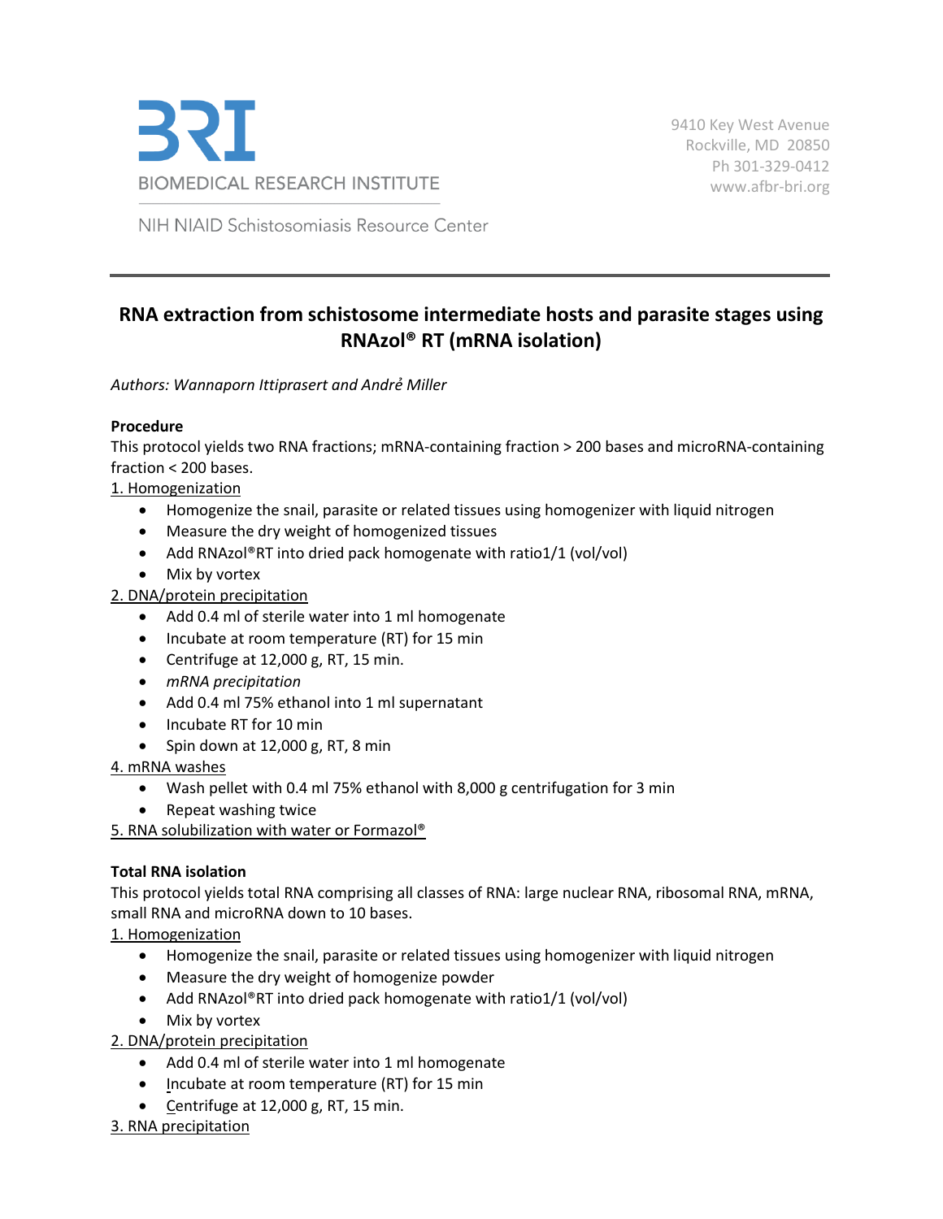BRI

BIOMEDICAL RESEARCH INSTITUTE

NIH NIAID Schistosomiasis Resource Center

9410 Key West Avenue
Rockville, MD 20850
Ph 301-329-0412
www.afbr-bri.org

# RNA extraction from schistosome intermediate hosts and parasite stages using RNAzol® RT (mRNA isolation)

*Authors: Wannaporn Ittiprasert and Andrė Miller*

**Procedure**

This protocol yields two RNA fractions; mRNA-containing fraction > 200 bases and microRNA-containing fraction < 200 bases.

1. Homogenization
   - Homogenize the snail, parasite or related tissues using homogenizer with liquid nitrogen
   - Measure the dry weight of homogenized tissues
   - Add RNAzol®RT into dried pack homogenate with ratio1/1 (vol/vol)
   - Mix by vortex

2. DNA/protein precipitation
   - Add 0.4 ml of sterile water into 1 ml homogenate
   - Incubate at room temperature (RT) for 15 min
   - Centrifuge at 12,000 g, RT, 15 min.
   - *mRNA precipitation*
   - Add 0.4 ml 75% ethanol into 1 ml supernatant
   - Incubate RT for 10 min
   - Spin down at 12,000 g, RT, 8 min

4. mRNA washes
   - Wash pellet with 0.4 ml 75% ethanol with 8,000 g centrifugation for 3 min
   - Repeat washing twice

5. RNA solubilization with water or Formazol®

**Total RNA isolation**

This protocol yields total RNA comprising all classes of RNA: large nuclear RNA, ribosomal RNA, mRNA, small RNA and microRNA down to 10 bases.

1. Homogenization
   - Homogenize the snail, parasite or related tissues using homogenizer with liquid nitrogen
   - Measure the dry weight of homogenize powder
   - Add RNAzol®RT into dried pack homogenate with ratio1/1 (vol/vol)
   - Mix by vortex

2. DNA/protein precipitation
   - Add 0.4 ml of sterile water into 1 ml homogenate
   - Incubate at room temperature (RT) for 15 min
   - Centrifuge at 12,000 g, RT, 15 min.

3. RNA precipitation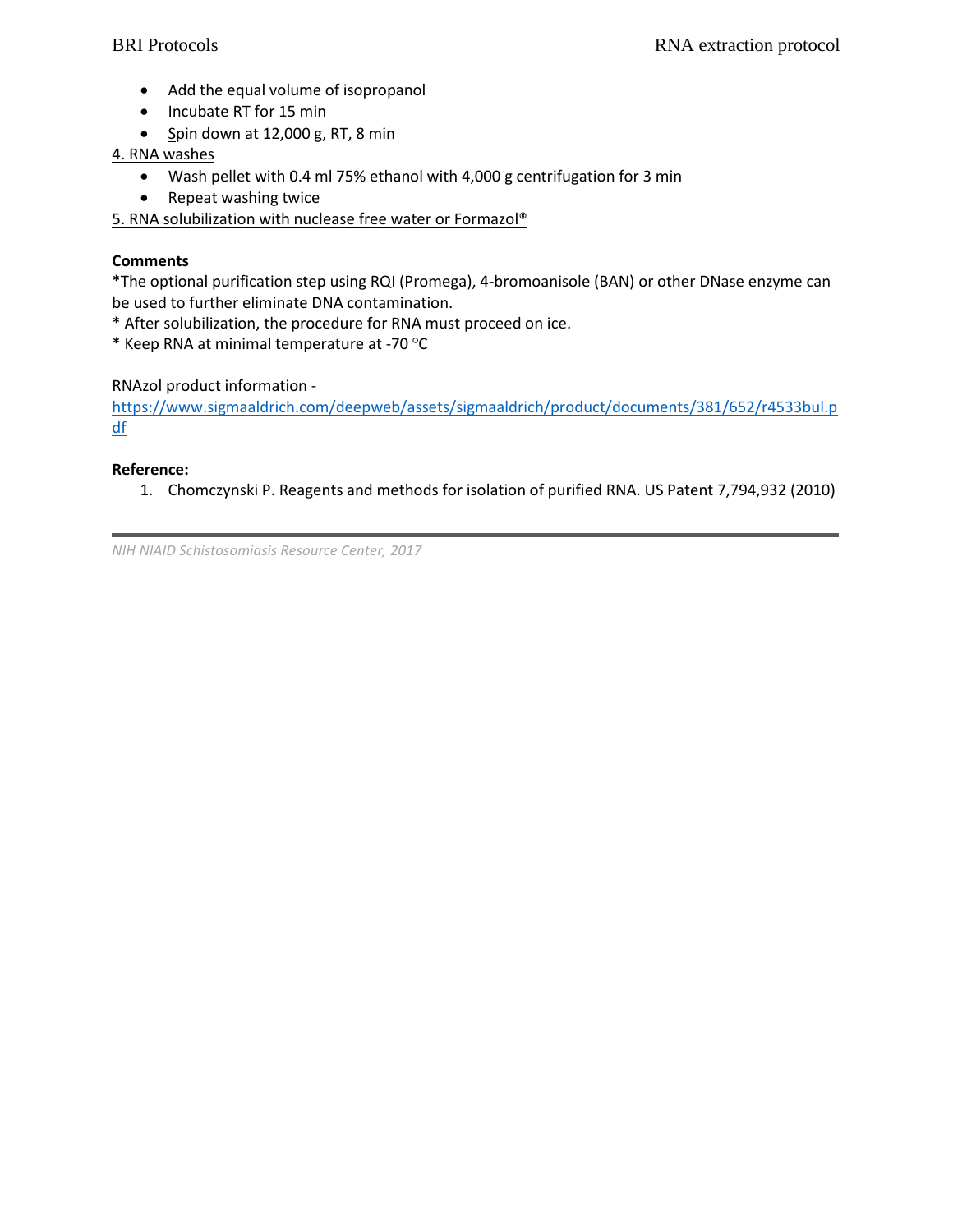- Add the equal volume of isopropanol
- Incubate RT for 15 min
- Spin down at 12,000 g, RT, 8 min

4. RNA washes

- Wash pellet with 0.4 ml 75% ethanol with 4,000 g centrifugation for 3 min
- Repeat washing twice

5. RNA solubilization with nuclease free water or Formazol®

**Comments**

*The optional purification step using RQI (Promega), 4-bromoanisole (BAN) or other DNase enzyme can be used to further eliminate DNA contamination.

* After solubilization, the procedure for RNA must proceed on ice.

* Keep RNA at minimal temperature at -70 °C

RNAzol product information - https://www.sigmaaldrich.com/deepweb/assets/sigmaaldrich/product/documents/381/652/r4533bul.pdf

**Reference:**

1. Chomczynski P. Reagents and methods for isolation of purified RNA. US Patent 7,794,932 (2010)

*NIH NIAID Schistosomiasis Resource Center, 2017*